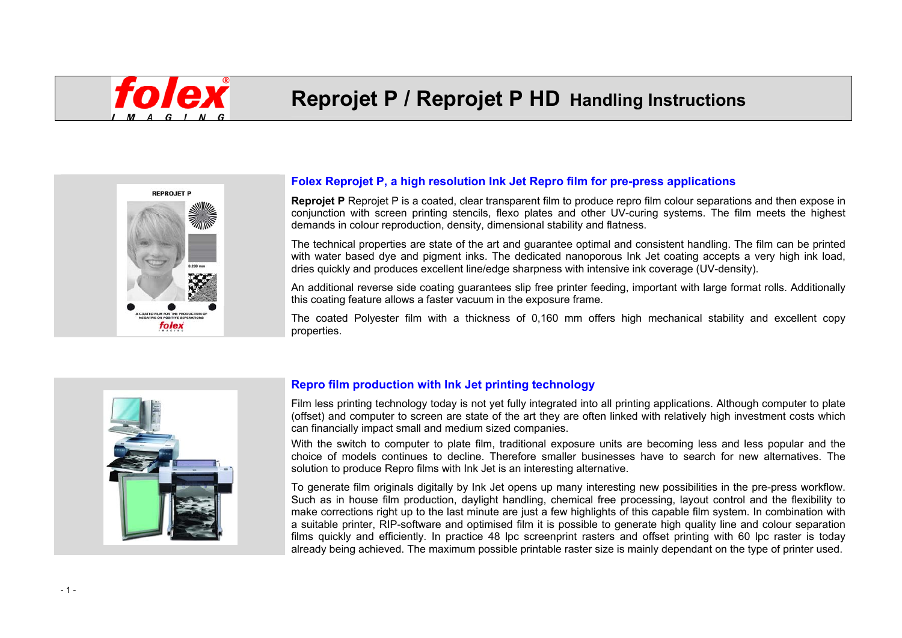# Reprojet P / Reprojet P HD Handling Instructions

## Folex Reprojet P, a high resolution Ink Jet Repro film for pre-press applications

**Reprojet P** Reprojet P is a coated, clear transparent film to produce repro film colour separations and then expose in conjunction with screen printing stencils, flexo plates and other UV-curing systems. The film meets the highest demands in colour reproduction, density, dimensional stability and flatness.

The technical properties are state of the art and guarantee optimal and consistent handling. The film can be printed with water based dye and pigment inks. The dedicated nanoporous Ink Jet coating accepts a very high ink load, dries quickly and produces excellent line/edge sharpness with intensive ink coverage (UV-density).

An additional reverse side coating guarantees slip free printer feeding, important with large format rolls. Additionally this coating feature allows a faster vacuum in the exposure frame.

The coated Polyester film with a thickness of 0,160 mm offers high mechanical stability and excellent copy properties.

## Repro film production with Ink Jet printing technology

Film less printing technology today is not yet fully integrated into all printing applications. Although computer to plate (offset) and computer to screen are state of the art they are often linked with relatively high investment costs which can financially impact small and medium sized companies.

With the switch to computer to plate film, traditional exposure units are becoming less and less popular and the choice of models continues to decline. Therefore smaller businesses have to search for new alternatives. The solution to produce Repro films with Ink Jet is an interesting alternative.

To generate film originals digitally by Ink Jet opens up many interesting new possibilities in the pre-press workflow. Such as in house film production, daylight handling, chemical free processing, layout control and the flexibility to make corrections right up to the last minute are just a few highlights of this capable film system. In combination with a suitable printer, RIP-software and optimised film it is possible to generate high quality line and colour separation films quickly and efficiently. In practice 48 lpc screenprint rasters and offset printing with 60 lpc raster is today already being achieved. The maximum possible printable raster size is mainly dependant on the type of printer used.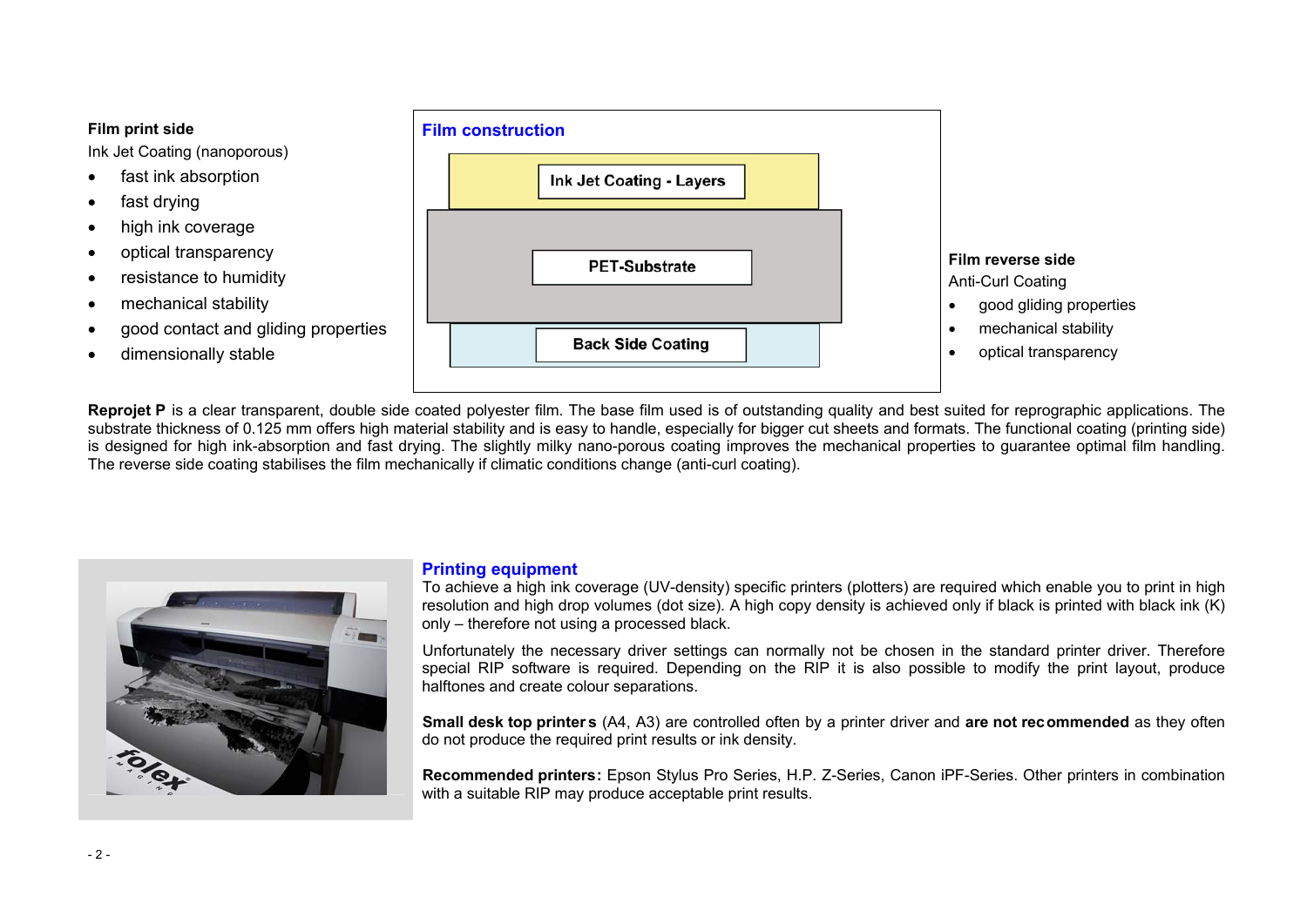**Film print side**

Ink Jet Coating (nanoporous)

- fast ink absorption
- fast drying
- high ink coverage
- optical transparency
- resistance to humidity
- mechanical stability
- good contact and gliding properties
- dimensionally stable

## Film construction

Ink Jet Coating - Layers

PET-Substrate

Back Side Coating

**Film reverse side**

Anti-Curl Coating

- good gliding properties
- mechanical stability
- optical transparency

**Reprojet P** is a clear transparent, double side coated polyester film. The base film used is of outstanding quality and best suited for reprographic applications. The substrate thickness of 0.125 mm offers high material stability and is easy to handle, especially for bigger cut sheets and formats. The functional coating (printing side) is designed for high ink-absorption and fast drying. The slightly milky nano-porous coating improves the mechanical properties to guarantee optimal film handling. The reverse side coating stabilises the film mechanically if climatic conditions change (anti-curl coating).

## Printing equipment

To achieve a high ink coverage (UV-density) specific printers (plotters) are required which enable you to print in high resolution and high drop volumes (dot size). A high copy density is achieved only if black is printed with black ink (K) only – therefore not using a processed black.

Unfortunately the necessary driver settings can normally not be chosen in the standard printer driver. Therefore special RIP software is required. Depending on the RIP it is also possible to modify the print layout, produce halftones and create colour separations.

**Small desk top printers** (A4, A3) are controlled often by a printer driver and **are not recommended** as they often do not produce the required print results or ink density.

**Recommended printers:** Epson Stylus Pro Series, H.P. Z-Series, Canon iPF-Series. Other printers in combination with a suitable RIP may produce acceptable print results.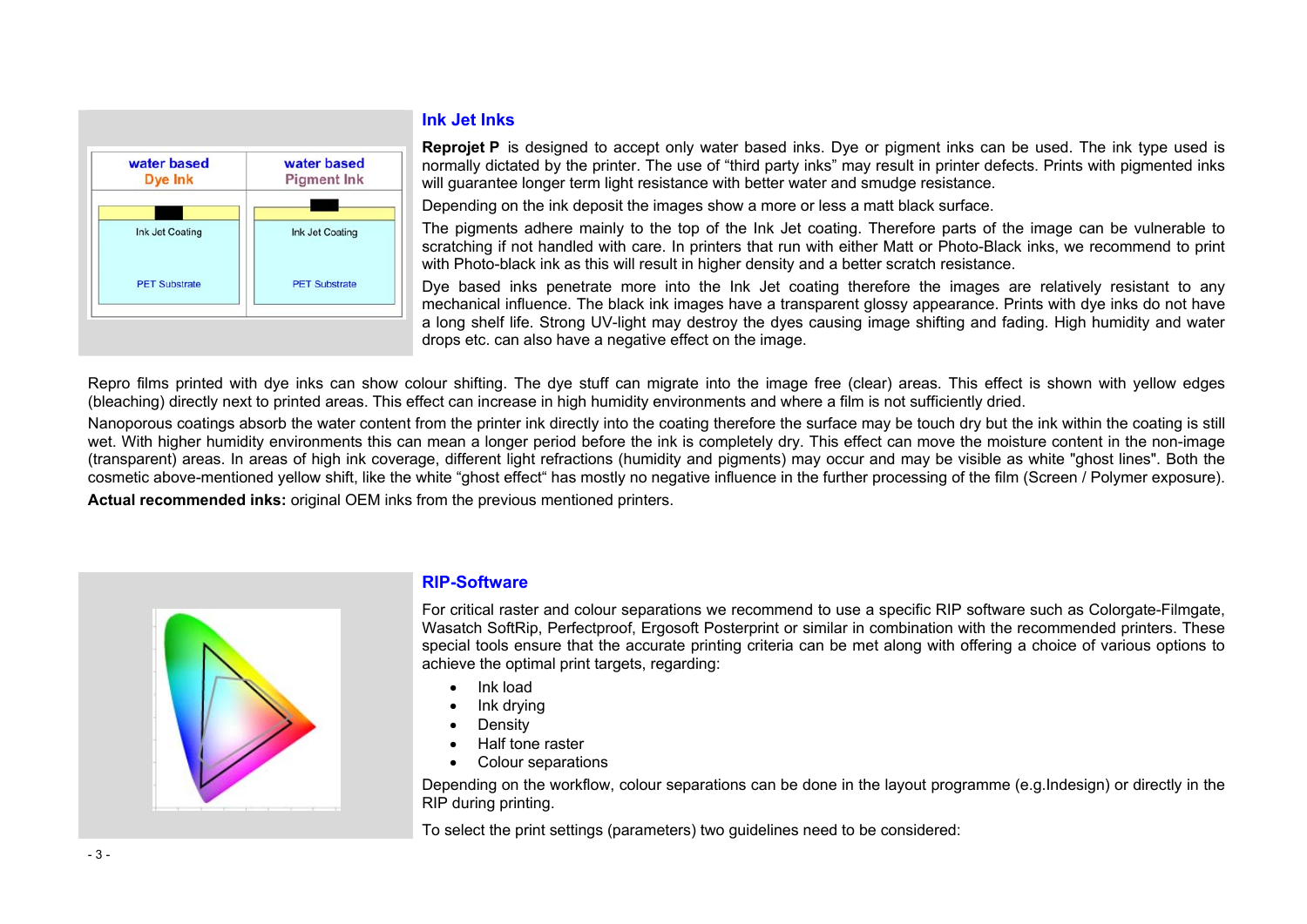## Ink Jet Inks

**Reprojet P** is designed to accept only water based inks. Dye or pigment inks can be used. The ink type used is normally dictated by the printer. The use of "third party inks" may result in printer defects. Prints with pigmented inks will guarantee longer term light resistance with better water and smudge resistance.

Depending on the ink deposit the images show a more or less a matt black surface.

The pigments adhere mainly to the top of the Ink Jet coating. Therefore parts of the image can be vulnerable to scratching if not handled with care. In printers that run with either Matt or Photo-Black inks, we recommend to print with Photo-black ink as this will result in higher density and a better scratch resistance.

Dye based inks penetrate more into the Ink Jet coating therefore the images are relatively resistant to any mechanical influence. The black ink images have a transparent glossy appearance. Prints with dye inks do not have a long shelf life. Strong UV-light may destroy the dyes causing image shifting and fading. High humidity and water drops etc. can also have a negative effect on the image.

Repro films printed with dye inks can show colour shifting. The dye stuff can migrate into the image free (clear) areas. This effect is shown with yellow edges (bleaching) directly next to printed areas. This effect can increase in high humidity environments and where a film is not sufficiently dried.

Nanoporous coatings absorb the water content from the printer ink directly into the coating therefore the surface may be touch dry but the ink within the coating is still wet. With higher humidity environments this can mean a longer period before the ink is completely dry. This effect can move the moisture content in the non-image (transparent) areas. In areas of high ink coverage, different light refractions (humidity and pigments) may occur and may be visible as white "ghost lines". Both the cosmetic above-mentioned yellow shift, like the white "ghost effect" has mostly no negative influence in the further processing of the film (Screen / Polymer exposure).

**Actual recommended inks:** original OEM inks from the previous mentioned printers.

## RIP-Software

For critical raster and colour separations we recommend to use a specific RIP software such as Colorgate-Filmgate, Wasatch SoftRip, Perfectproof, Ergosoft Posterprint or similar in combination with the recommended printers. These special tools ensure that the accurate printing criteria can be met along with offering a choice of various options to achieve the optimal print targets, regarding:

- Ink load
- Ink drying
- Density
- Half tone raster
- Colour separations

Depending on the workflow, colour separations can be done in the layout programme (e.g.Indesign) or directly in the RIP during printing.

To select the print settings (parameters) two guidelines need to be considered: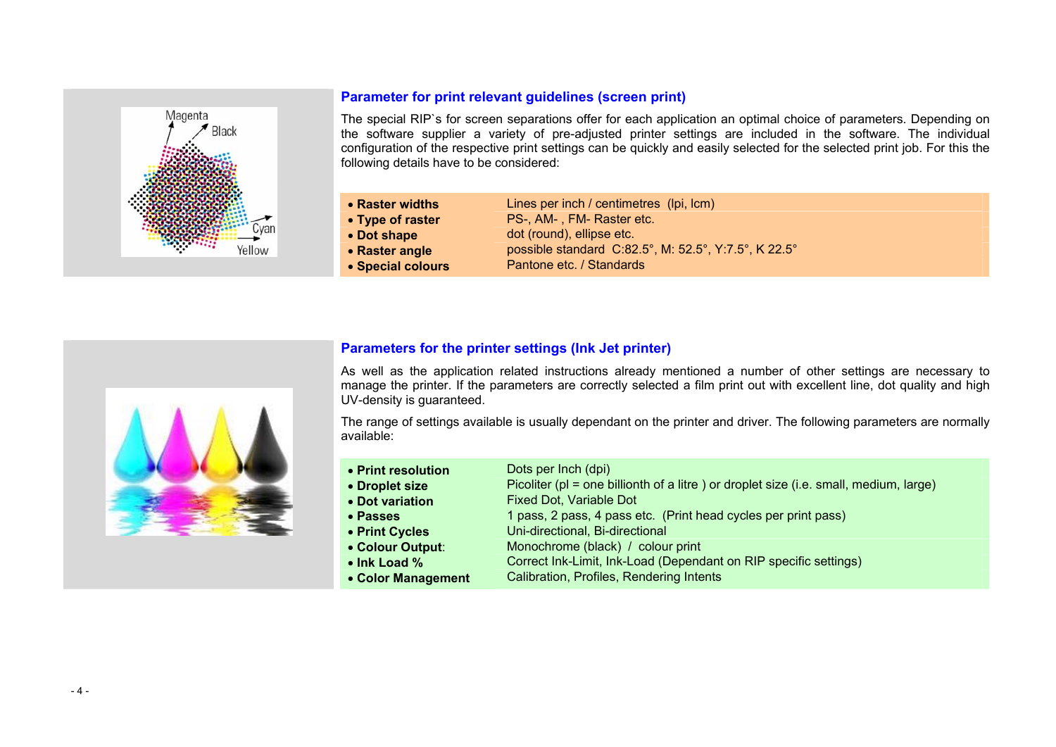## Parameter for print relevant guidelines (screen print)

The special RIP`s for screen separations offer for each application an optimal choice of parameters. Depending on the software supplier a variety of pre-adjusted printer settings are included in the software. The individual configuration of the respective print settings can be quickly and easily selected for the selected print job. For this the following details have to be considered:

| | |
|---|---|
| • **Raster widths** | Lines per inch / centimetres (lpi, lcm) |
| • **Type of raster** | PS-, AM- , FM- Raster etc. |
| • **Dot shape** | dot (round), ellipse etc. |
| • **Raster angle** | possible standard C:82.5°, M: 52.5°, Y:7.5°, K 22.5° |
| • **Special colours** | Pantone etc. / Standards |

## Parameters for the printer settings (Ink Jet printer)

As well as the application related instructions already mentioned a number of other settings are necessary to manage the printer. If the parameters are correctly selected a film print out with excellent line, dot quality and high UV-density is guaranteed.

The range of settings available is usually dependant on the printer and driver. The following parameters are normally available:

| | |
|---|---|
| • **Print resolution** | Dots per Inch (dpi) |
| • **Droplet size** | Picoliter (pl = one billionth of a litre ) or droplet size (i.e. small, medium, large) |
| • **Dot variation** | Fixed Dot, Variable Dot |
| • **Passes** | 1 pass, 2 pass, 4 pass etc. (Print head cycles per print pass) |
| • **Print Cycles** | Uni-directional, Bi-directional |
| • **Colour Output**: | Monochrome (black) / colour print |
| • **Ink Load %** | Correct Ink-Limit, Ink-Load (Dependant on RIP specific settings) |
| • **Color Management** | Calibration, Profiles, Rendering Intents |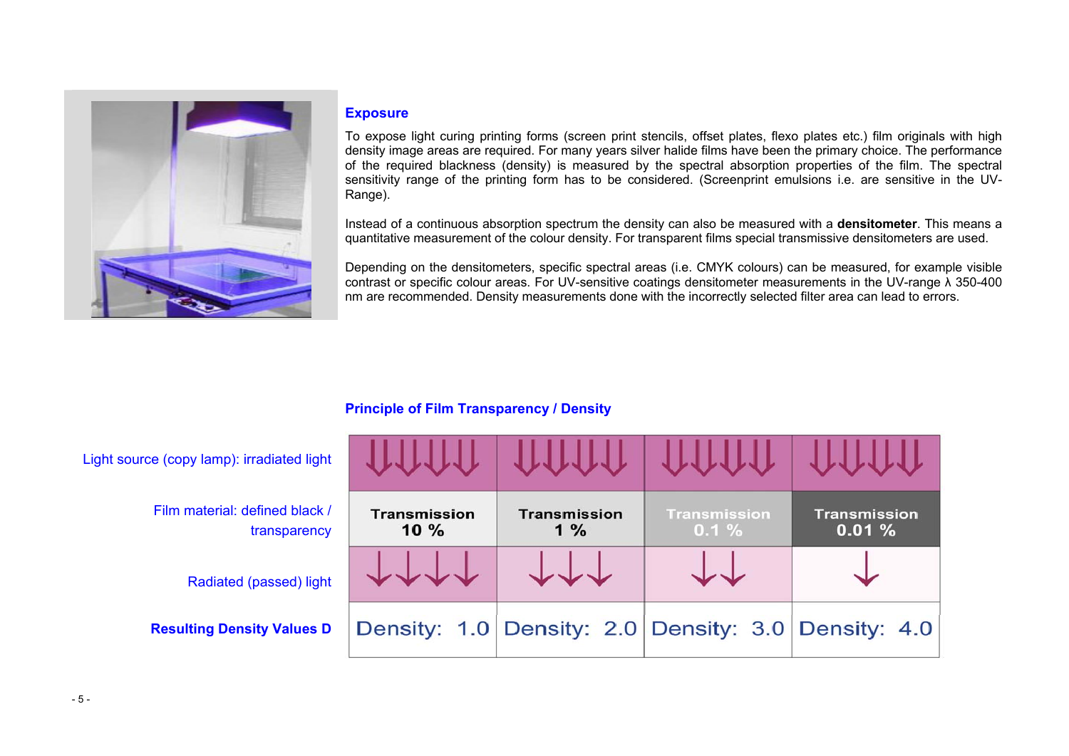## Exposure

To expose light curing printing forms (screen print stencils, offset plates, flexo plates etc.) film originals with high density image areas are required. For many years silver halide films have been the primary choice. The performance of the required blackness (density) is measured by the spectral absorption properties of the film. The spectral sensitivity range of the printing form has to be considered. (Screenprint emulsions i.e. are sensitive in the UV-Range).

Instead of a continuous absorption spectrum the density can also be measured with a **densitometer**. This means a quantitative measurement of the colour density. For transparent films special transmissive densitometers are used.

Depending on the densitometers, specific spectral areas (i.e. CMYK colours) can be measured, for example visible contrast or specific colour areas. For UV-sensitive coatings densitometer measurements in the UV-range λ 350-400 nm are recommended. Density measurements done with the incorrectly selected filter area can lead to errors.

### Principle of Film Transparency / Density

| | | | | |
|---|---|---|---|---|
| Light source (copy lamp): irradiated light | ↓↓↓↓↓ | ↓↓↓↓↓ | ↓↓↓↓↓ | ↓↓↓↓↓ |
| Film material: defined black / transparency | Transmission 10 % | Transmission 1 % | Transmission 0.1 % | Transmission 0.01 % |
| Radiated (passed) light | ↓↓↓↓ | ↓↓↓ | ↓↓ | ↓ |
| **Resulting Density Values D** | Density: 1.0 | Density: 2.0 | Density: 3.0 | Density: 4.0 |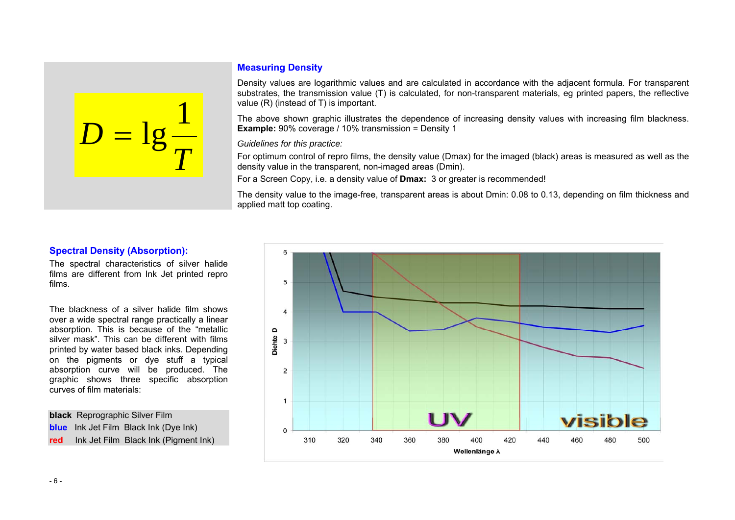$$D = \lg \frac{1}{T}$$

## Measuring Density

Density values are logarithmic values and are calculated in accordance with the adjacent formula. For transparent substrates, the transmission value (T) is calculated, for non-transparent materials, eg printed papers, the reflective value (R) (instead of T) is important.

The above shown graphic illustrates the dependence of increasing density values with increasing film blackness. **Example:** 90% coverage / 10% transmission = Density 1

*Guidelines for this practice:*

For optimum control of repro films, the density value (Dmax) for the imaged (black) areas is measured as well as the density value in the transparent, non-imaged areas (Dmin).

For a Screen Copy, i.e. a density value of **Dmax:** 3 or greater is recommended!

The density value to the image-free, transparent areas is about Dmin: 0.08 to 0.13, depending on film thickness and applied matt top coating.

## Spectral Density (Absorption):

The spectral characteristics of silver halide films are different from Ink Jet printed repro films.

The blackness of a silver halide film shows over a wide spectral range practically a linear absorption. This is because of the "metallic silver mask". This can be different with films printed by water based black inks. Depending on the pigments or dye stuff a typical absorption curve will be produced. The graphic shows three specific absorption curves of film materials:

| | |
|---|---|
| **black** | Reprographic Silver Film |
| **blue** | Ink Jet Film Black Ink (Dye Ink) |
| **red** | Ink Jet Film Black Ink (Pigment Ink) |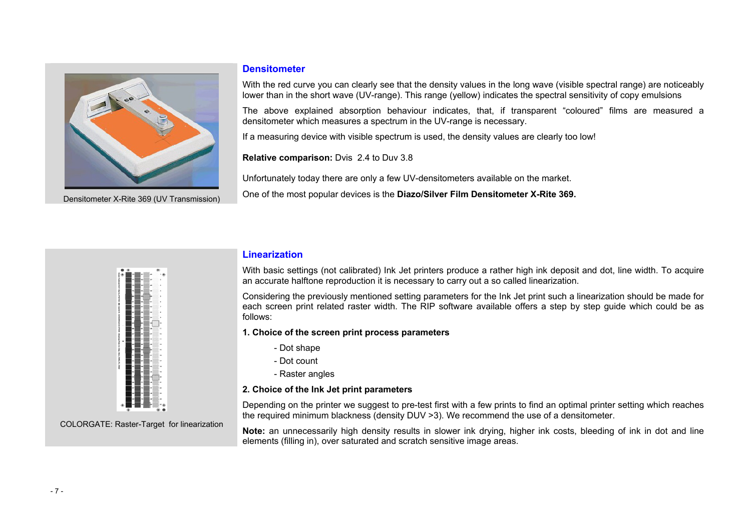Densitometer X-Rite 369 (UV Transmission)

## Densitometer

With the red curve you can clearly see that the density values in the long wave (visible spectral range) are noticeably lower than in the short wave (UV-range). This range (yellow) indicates the spectral sensitivity of copy emulsions

The above explained absorption behaviour indicates, that, if transparent “coloured” films are measured a densitometer which measures a spectrum in the UV-range is necessary.

If a measuring device with visible spectrum is used, the density values are clearly too low!

**Relative comparison:** Dvis 2.4 to Duv 3.8

Unfortunately today there are only a few UV-densitometers available on the market.

One of the most popular devices is the **Diazo/Silver Film Densitometer X-Rite 369.**

COLORGATE: Raster-Target for linearization

## Linearization

With basic settings (not calibrated) Ink Jet printers produce a rather high ink deposit and dot, line width. To acquire an accurate halftone reproduction it is necessary to carry out a so called linearization.

Considering the previously mentioned setting parameters for the Ink Jet print such a linearization should be made for each screen print related raster width. The RIP software available offers a step by step guide which could be as follows:

**1. Choice of the screen print process parameters**

- Dot shape
- Dot count
- Raster angles

**2. Choice of the Ink Jet print parameters**

Depending on the printer we suggest to pre-test first with a few prints to find an optimal printer setting which reaches the required minimum blackness (density DUV >3). We recommend the use of a densitometer.

**Note:** an unnecessarily high density results in slower ink drying, higher ink costs, bleeding of ink in dot and line elements (filling in), over saturated and scratch sensitive image areas.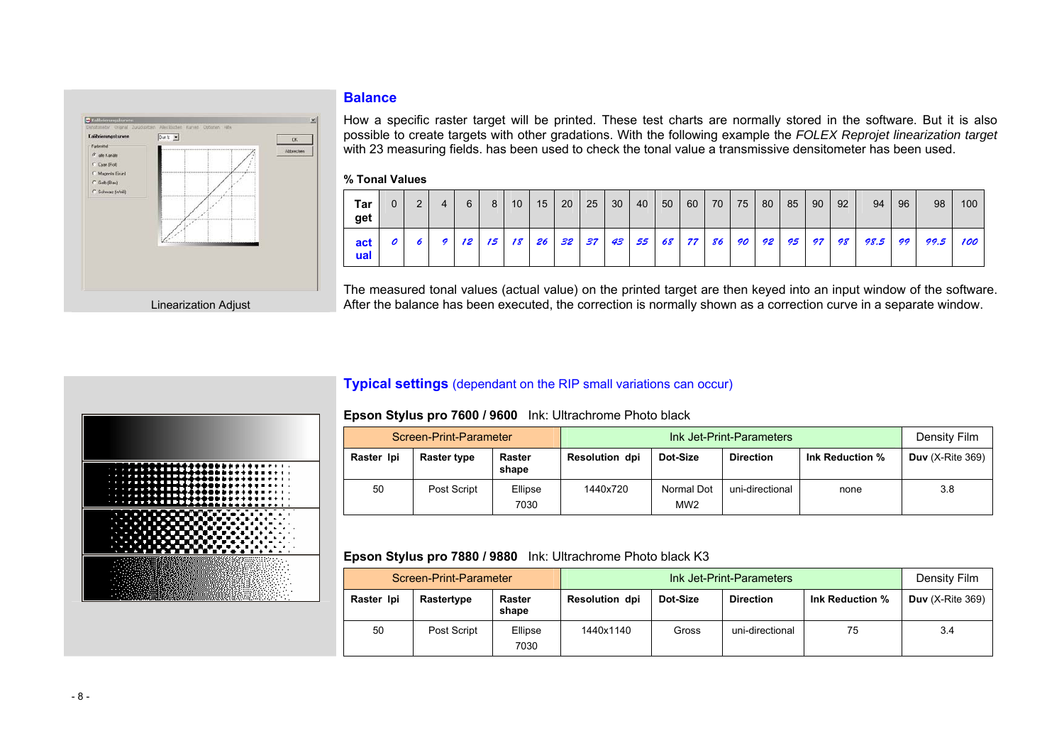Linearization Adjust

## Balance

How a specific raster target will be printed. These test charts are normally stored in the software. But it is also possible to create targets with other gradations. With the following example the *FOLEX Reprojet linearization target* with 23 measuring fields. has been used to check the tonal value a transmissive densitometer has been used.

**% Tonal Values**

| **Target** | 0 | 2 | 4 | 6 | 8 | 10 | 15 | 20 | 25 | 30 | 40 | 50 | 60 | 70 | 75 | 80 | 85 | 90 | 92 | 94 | 96 | 98 | 100 |
|---|---|---|---|---|---|---|---|---|---|---|---|---|---|---|---|---|---|---|---|---|---|---|---|
| **actual** | 0 | 6 | 9 | 12 | 15 | 18 | 26 | 32 | 37 | 43 | 55 | 68 | 77 | 86 | 90 | 92 | 95 | 97 | 98 | 98.5 | 99 | 99.5 | 100 |

The measured tonal values (actual value) on the printed target are then keyed into an input window of the software. After the balance has been executed, the correction is normally shown as a correction curve in a separate window.

## Typical settings (dependant on the RIP small variations can occur)

**Epson Stylus pro 7600 / 9600** Ink: Ultrachrome Photo black

| Screen-Print-Parameter | | | Ink Jet-Print-Parameters | | | | Density Film |
|---|---|---|---|---|---|---|---|
| **Raster lpi** | **Raster type** | **Raster shape** | **Resolution dpi** | **Dot-Size** | **Direction** | **Ink Reduction %** | **Duv** (X-Rite 369) |
| 50 | Post Script | Ellipse 7030 | 1440x720 | Normal Dot MW2 | uni-directional | none | 3.8 |

**Epson Stylus pro 7880 / 9880** Ink: Ultrachrome Photo black K3

| Screen-Print-Parameter | | | Ink Jet-Print-Parameters | | | | Density Film |
|---|---|---|---|---|---|---|---|
| **Raster lpi** | **Rastertype** | **Raster shape** | **Resolution dpi** | **Dot-Size** | **Direction** | **Ink Reduction %** | **Duv** (X-Rite 369) |
| 50 | Post Script | Ellipse 7030 | 1440x1140 | Gross | uni-directional | 75 | 3.4 |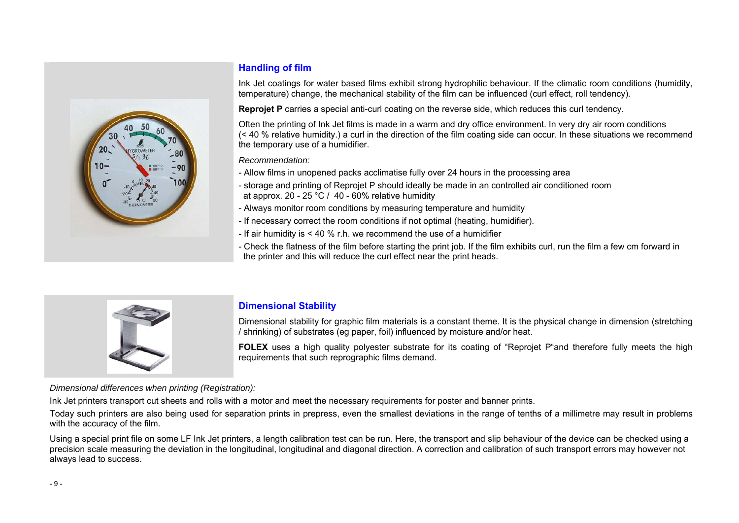## Handling of film

Ink Jet coatings for water based films exhibit strong hydrophilic behaviour. If the climatic room conditions (humidity, temperature) change, the mechanical stability of the film can be influenced (curl effect, roll tendency).

**Reprojet P** carries a special anti-curl coating on the reverse side, which reduces this curl tendency.

Often the printing of Ink Jet films is made in a warm and dry office environment. In very dry air room conditions (< 40 % relative humidity.) a curl in the direction of the film coating side can occur. In these situations we recommend the temporary use of a humidifier.

*Recommendation:*

- Allow films in unopened packs acclimatise fully over 24 hours in the processing area
- storage and printing of Reprojet P should ideally be made in an controlled air conditioned room at approx. 20 - 25 °C / 40 - 60% relative humidity
- Always monitor room conditions by measuring temperature and humidity
- If necessary correct the room conditions if not optimal (heating, humidifier).
- If air humidity is < 40 % r.h. we recommend the use of a humidifier
- Check the flatness of the film before starting the print job. If the film exhibits curl, run the film a few cm forward in the printer and this will reduce the curl effect near the print heads.

## Dimensional Stability

Dimensional stability for graphic film materials is a constant theme. It is the physical change in dimension (stretching / shrinking) of substrates (eg paper, foil) influenced by moisture and/or heat.

**FOLEX** uses a high quality polyester substrate for its coating of "Reprojet P"and therefore fully meets the high requirements that such reprographic films demand.

*Dimensional differences when printing (Registration):*

Ink Jet printers transport cut sheets and rolls with a motor and meet the necessary requirements for poster and banner prints.

Today such printers are also being used for separation prints in prepress, even the smallest deviations in the range of tenths of a millimetre may result in problems with the accuracy of the film.

Using a special print file on some LF Ink Jet printers, a length calibration test can be run. Here, the transport and slip behaviour of the device can be checked using a precision scale measuring the deviation in the longitudinal, longitudinal and diagonal direction. A correction and calibration of such transport errors may however not always lead to success.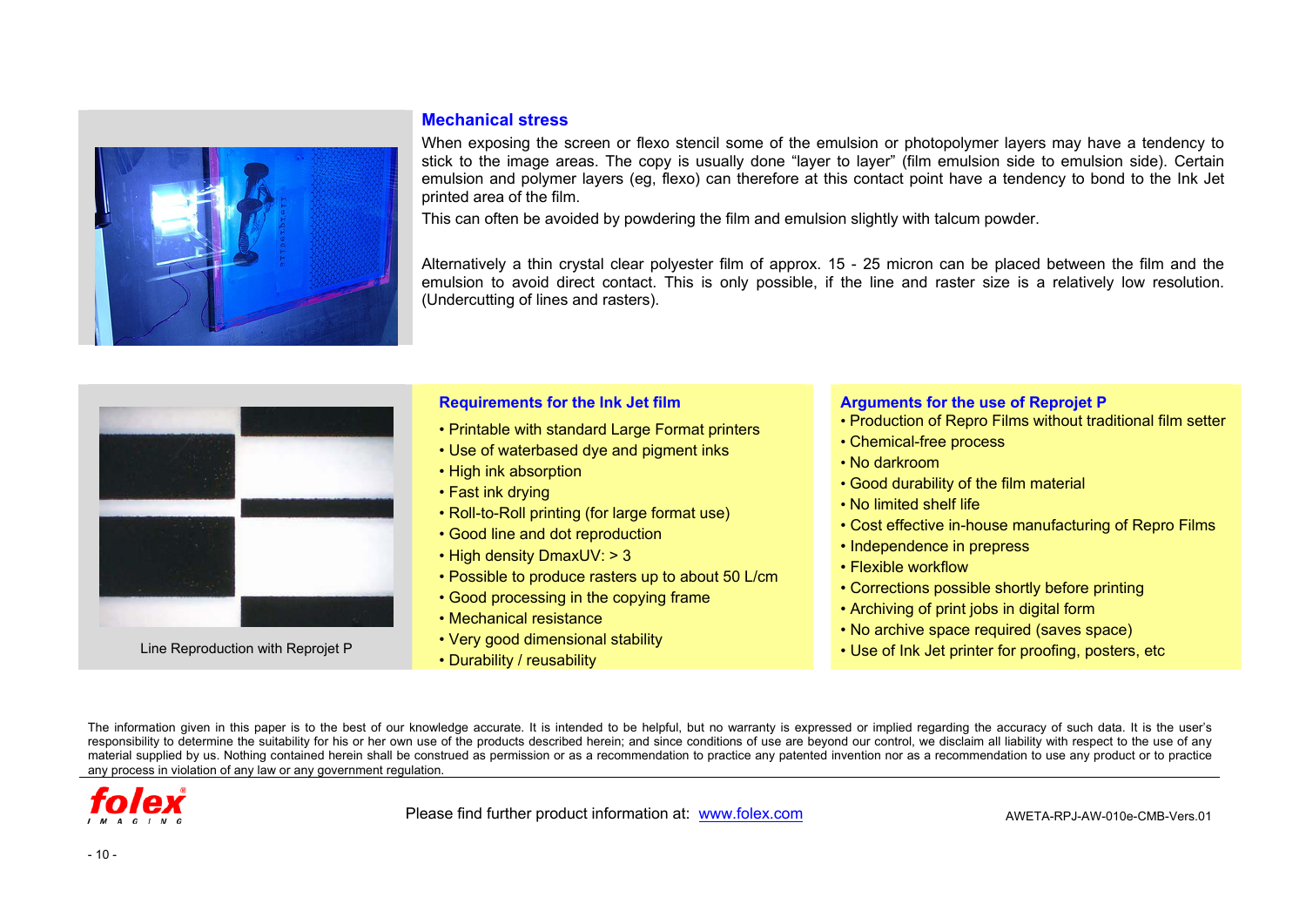## Mechanical stress

When exposing the screen or flexo stencil some of the emulsion or photopolymer layers may have a tendency to stick to the image areas. The copy is usually done "layer to layer" (film emulsion side to emulsion side). Certain emulsion and polymer layers (eg, flexo) can therefore at this contact point have a tendency to bond to the Ink Jet printed area of the film.

This can often be avoided by powdering the film and emulsion slightly with talcum powder.

Alternatively a thin crystal clear polyester film of approx. 15 - 25 micron can be placed between the film and the emulsion to avoid direct contact. This is only possible, if the line and raster size is a relatively low resolution. (Undercutting of lines and rasters).

Line Reproduction with Reprojet P

### Requirements for the Ink Jet film

- Printable with standard Large Format printers
- Use of waterbased dye and pigment inks
- High ink absorption
- Fast ink drying
- Roll-to-Roll printing (for large format use)
- Good line and dot reproduction
- High density DmaxUV: > 3
- Possible to produce rasters up to about 50 L/cm
- Good processing in the copying frame
- Mechanical resistance
- Very good dimensional stability
- Durability / reusability

### Arguments for the use of Reprojet P

- Production of Repro Films without traditional film setter
- Chemical-free process
- No darkroom
- Good durability of the film material
- No limited shelf life
- Cost effective in-house manufacturing of Repro Films
- Independence in prepress
- Flexible workflow
- Corrections possible shortly before printing
- Archiving of print jobs in digital form
- No archive space required (saves space)
- Use of Ink Jet printer for proofing, posters, etc

The information given in this paper is to the best of our knowledge accurate. It is intended to be helpful, but no warranty is expressed or implied regarding the accuracy of such data. It is the user's responsibility to determine the suitability for his or her own use of the products described herein; and since conditions of use are beyond our control, we disclaim all liability with respect to the use of any material supplied by us. Nothing contained herein shall be construed as permission or as a recommendation to practice any patented invention nor as a recommendation to use any product or to practice any process in violation of any law or any government regulation.

folex IMAGING

Please find further product information at: www.folex.com

AWETA-RPJ-AW-010e-CMB-Vers.01